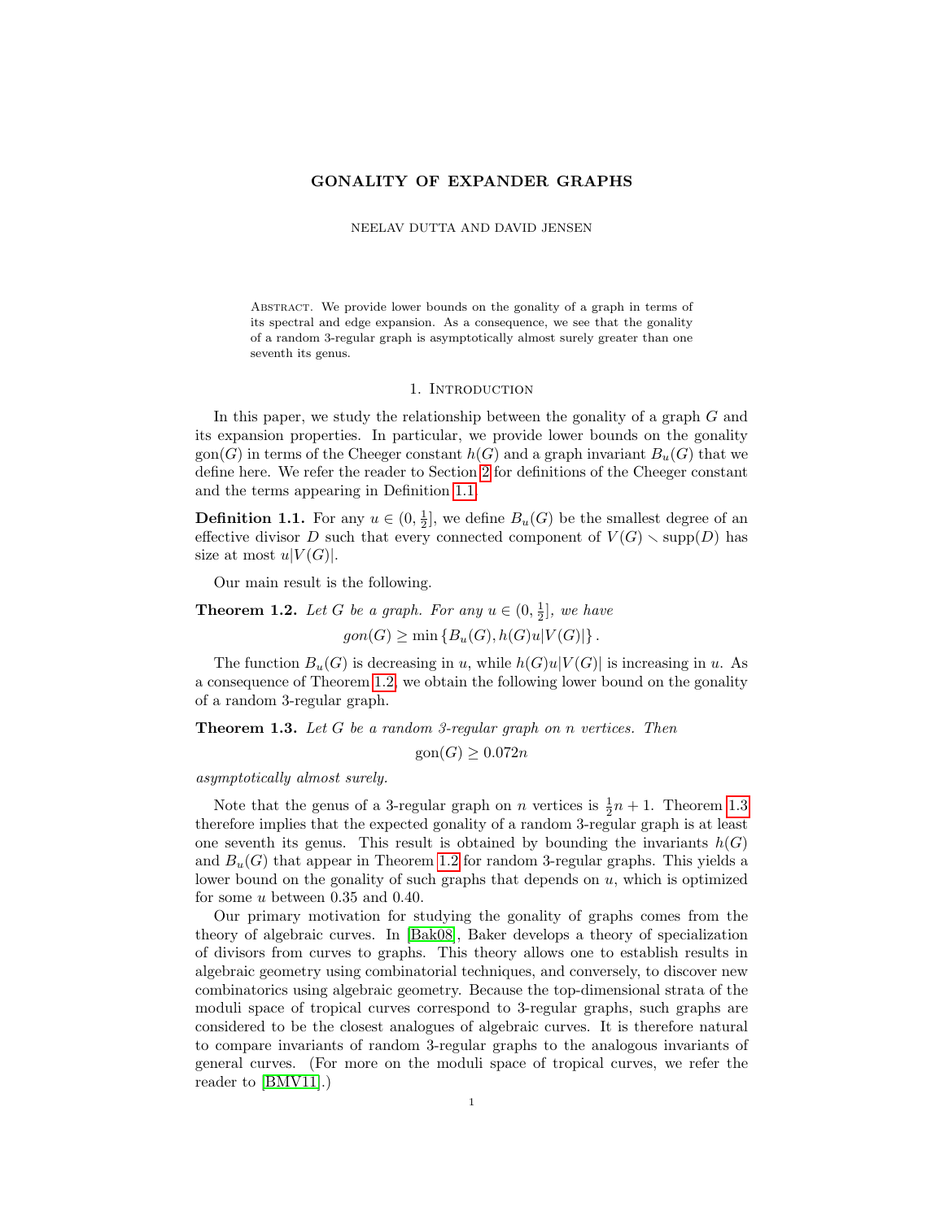# GONALITY OF EXPANDER GRAPHS

NEELAV DUTTA AND DAVID JENSEN

Abstract. We provide lower bounds on the gonality of a graph in terms of its spectral and edge expansion. As a consequence, we see that the gonality of a random 3-regular graph is asymptotically almost surely greater than one seventh its genus.

## 1. Introduction

In this paper, we study the relationship between the gonality of a graph $G$ and its expansion properties. In particular, we provide lower bounds on the gonality $\mathrm{gon}(G)$ in terms of the Cheeger constant $h(G)$ and a graph invariant $B_u(G)$ that we define here. We refer the reader to Section 2 for definitions of the Cheeger constant and the terms appearing in Definition 1.1.

**Definition 1.1.** For any $u \in (0, \frac{1}{2}]$, we define $B_u(G)$ be the smallest degree of an effective divisor $D$ such that every connected component of $V(G) \smallsetminus \mathrm{supp}(D)$ has size at most $u|V(G)|$.

Our main result is the following.

**Theorem 1.2.** *Let $G$ be a graph. For any $u \in (0, \frac{1}{2}]$, we have*

$$gon(G) \geq \min \{B_u(G), h(G)u|V(G)|\}.$$

The function $B_u(G)$ is decreasing in $u$, while $h(G)u|V(G)|$ is increasing in $u$. As a consequence of Theorem 1.2, we obtain the following lower bound on the gonality of a random 3-regular graph.

**Theorem 1.3.** *Let $G$ be a random 3-regular graph on $n$ vertices. Then*

$$\mathrm{gon}(G) \geq 0.072n$$

*asymptotically almost surely.*

Note that the genus of a 3-regular graph on $n$ vertices is $\frac{1}{2}n + 1$. Theorem 1.3 therefore implies that the expected gonality of a random 3-regular graph is at least one seventh its genus. This result is obtained by bounding the invariants $h(G)$ and $B_u(G)$ that appear in Theorem 1.2 for random 3-regular graphs. This yields a lower bound on the gonality of such graphs that depends on $u$, which is optimized for some $u$ between 0.35 and 0.40.

Our primary motivation for studying the gonality of graphs comes from the theory of algebraic curves. In [Bak08], Baker develops a theory of specialization of divisors from curves to graphs. This theory allows one to establish results in algebraic geometry using combinatorial techniques, and conversely, to discover new combinatorics using algebraic geometry. Because the top-dimensional strata of the moduli space of tropical curves correspond to 3-regular graphs, such graphs are considered to be the closest analogues of algebraic curves. It is therefore natural to compare invariants of random 3-regular graphs to the analogous invariants of general curves. (For more on the moduli space of tropical curves, we refer the reader to [BMV11].)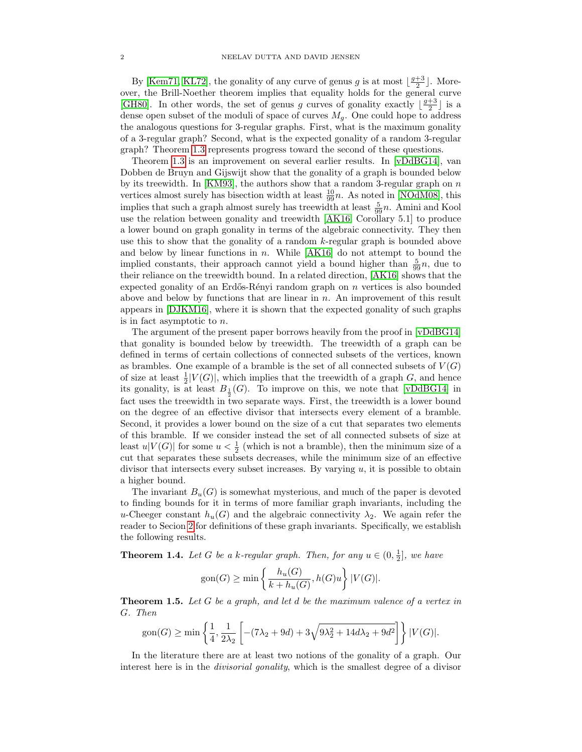By [Kem71, KL72], the gonality of any curve of genus $g$ is at most $\lfloor \frac{g+3}{2} \rfloor$. Moreover, the Brill-Noether theorem implies that equality holds for the general curve [GH80]. In other words, the set of genus $g$ curves of gonality exactly $\lfloor \frac{g+3}{2} \rfloor$ is a dense open subset of the moduli of space of curves $M_g$. One could hope to address the analogous questions for 3-regular graphs. First, what is the maximum gonality of a 3-regular graph? Second, what is the expected gonality of a random 3-regular graph? Theorem 1.3 represents progress toward the second of these questions.

Theorem 1.3 is an improvement on several earlier results. In [vDdBG14], van Dobben de Bruyn and Gijswijt show that the gonality of a graph is bounded below by its treewidth. In [KM93], the authors show that a random 3-regular graph on $n$ vertices almost surely has bisection width at least $\frac{10}{99}n$. As noted in [NOdM08], this implies that such a graph almost surely has treewidth at least $\frac{5}{99}n$. Amini and Kool use the relation between gonality and treewidth [AK16, Corollary 5.1] to produce a lower bound on graph gonality in terms of the algebraic connectivity. They then use this to show that the gonality of a random $k$-regular graph is bounded above and below by linear functions in $n$. While [AK16] do not attempt to bound the implied constants, their approach cannot yield a bound higher than $\frac{5}{99}n$, due to their reliance on the treewidth bound. In a related direction, [AK16] shows that the expected gonality of an Erdős-Rényi random graph on $n$ vertices is also bounded above and below by functions that are linear in $n$. An improvement of this result appears in [DJKM16], where it is shown that the expected gonality of such graphs is in fact asymptotic to $n$.

The argument of the present paper borrows heavily from the proof in [vDdBG14] that gonality is bounded below by treewidth. The treewidth of a graph can be defined in terms of certain collections of connected subsets of the vertices, known as brambles. One example of a bramble is the set of all connected subsets of $V(G)$ of size at least $\frac{1}{2}|V(G)|$, which implies that the treewidth of a graph $G$, and hence its gonality, is at least $B_{\frac{1}{2}}(G)$. To improve on this, we note that [vDdBG14] in fact uses the treewidth in two separate ways. First, the treewidth is a lower bound on the degree of an effective divisor that intersects every element of a bramble. Second, it provides a lower bound on the size of a cut that separates two elements of this bramble. If we consider instead the set of all connected subsets of size at least $u|V(G)|$ for some $u < \frac{1}{2}$ (which is not a bramble), then the minimum size of a cut that separates these subsets decreases, while the minimum size of an effective divisor that intersects every subset increases. By varying $u$, it is possible to obtain a higher bound.

The invariant $B_u(G)$ is somewhat mysterious, and much of the paper is devoted to finding bounds for it in terms of more familiar graph invariants, including the $u$-Cheeger constant $h_u(G)$ and the algebraic connectivity $\lambda_2$. We again refer the reader to Secion 2 for definitions of these graph invariants. Specifically, we establish the following results.

**Theorem 1.4.** *Let $G$ be a $k$-regular graph. Then, for any $u \in (0, \frac{1}{2}]$, we have*

$$\text{gon}(G) \geq \min\left\{ \frac{h_u(G)}{k + h_u(G)}, h(G)u \right\} |V(G)|.$$

**Theorem 1.5.** *Let $G$ be a graph, and let $d$ be the maximum valence of a vertex in $G$. Then*

$$\text{gon}(G) \geq \min\left\{ \frac{1}{4}, \frac{1}{2\lambda_2}\left[ -(7\lambda_2 + 9d) + 3\sqrt{9\lambda_2^2 + 14d\lambda_2 + 9d^2} \right] \right\} |V(G)|.$$

In the literature there are at least two notions of the gonality of a graph. Our interest here is in the *divisorial gonality*, which is the smallest degree of a divisor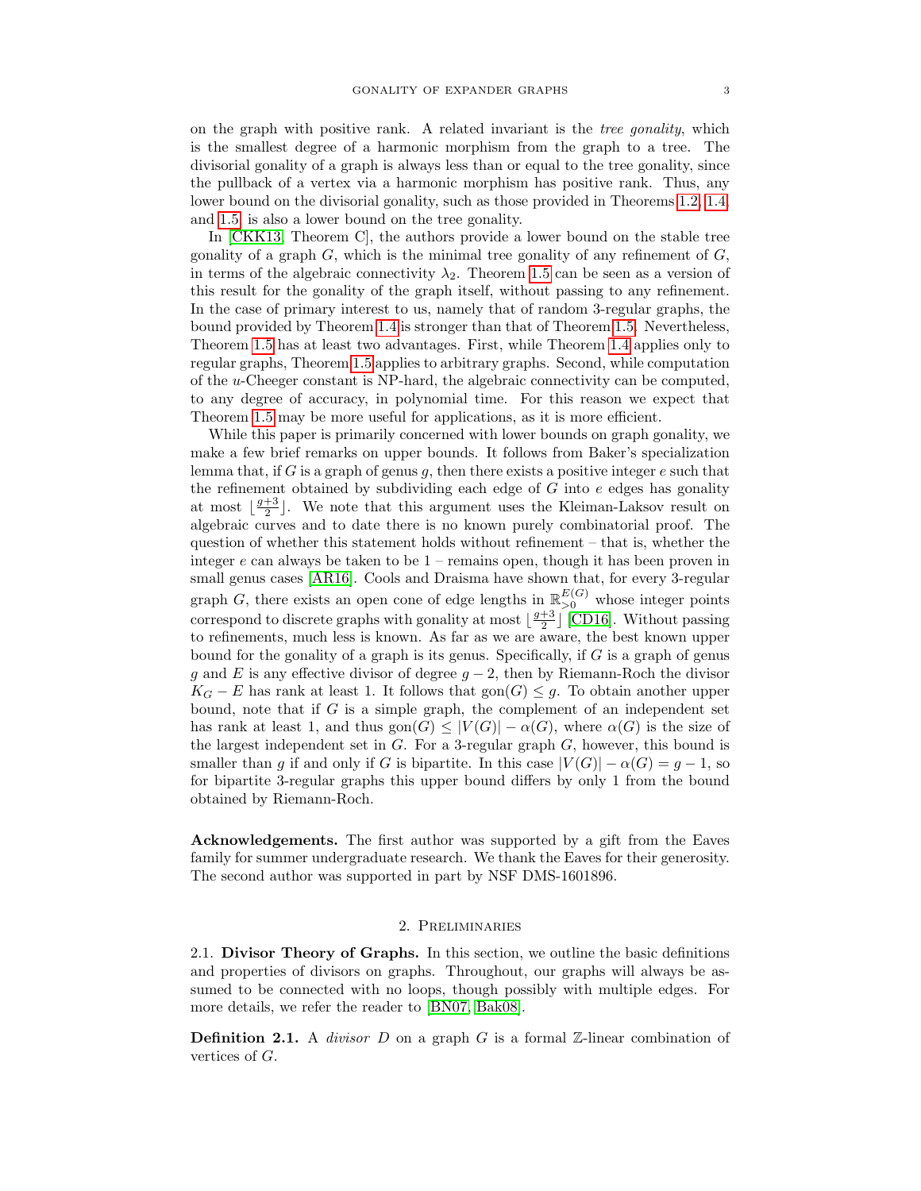on the graph with positive rank. A related invariant is the *tree gonality*, which is the smallest degree of a harmonic morphism from the graph to a tree. The divisorial gonality of a graph is always less than or equal to the tree gonality, since the pullback of a vertex via a harmonic morphism has positive rank. Thus, any lower bound on the divisorial gonality, such as those provided in Theorems 1.2, 1.4, and 1.5, is also a lower bound on the tree gonality.

In [CKK13, Theorem C], the authors provide a lower bound on the stable tree gonality of a graph $G$, which is the minimal tree gonality of any refinement of $G$, in terms of the algebraic connectivity $\lambda_2$. Theorem 1.5 can be seen as a version of this result for the gonality of the graph itself, without passing to any refinement. In the case of primary interest to us, namely that of random 3-regular graphs, the bound provided by Theorem 1.4 is stronger than that of Theorem 1.5. Nevertheless, Theorem 1.5 has at least two advantages. First, while Theorem 1.4 applies only to regular graphs, Theorem 1.5 applies to arbitrary graphs. Second, while computation of the $u$-Cheeger constant is NP-hard, the algebraic connectivity can be computed, to any degree of accuracy, in polynomial time. For this reason we expect that Theorem 1.5 may be more useful for applications, as it is more efficient.

While this paper is primarily concerned with lower bounds on graph gonality, we make a few brief remarks on upper bounds. It follows from Baker's specialization lemma that, if $G$ is a graph of genus $g$, then there exists a positive integer $e$ such that the refinement obtained by subdividing each edge of $G$ into $e$ edges has gonality at most $\lfloor \frac{g+3}{2} \rfloor$. We note that this argument uses the Kleiman-Laksov result on algebraic curves and to date there is no known purely combinatorial proof. The question of whether this statement holds without refinement – that is, whether the integer $e$ can always be taken to be 1 – remains open, though it has been proven in small genus cases [AR16]. Cools and Draisma have shown that, for every 3-regular graph $G$, there exists an open cone of edge lengths in $\mathbb{R}_{>0}^{E(G)}$ whose integer points correspond to discrete graphs with gonality at most $\lfloor \frac{g+3}{2} \rfloor$ [CD16]. Without passing to refinements, much less is known. As far as we are aware, the best known upper bound for the gonality of a graph is its genus. Specifically, if $G$ is a graph of genus $g$ and $E$ is any effective divisor of degree $g-2$, then by Riemann-Roch the divisor $K_G - E$ has rank at least 1. It follows that $\text{gon}(G) \leq g$. To obtain another upper bound, note that if $G$ is a simple graph, the complement of an independent set has rank at least 1, and thus $\text{gon}(G) \leq |V(G)| - \alpha(G)$, where $\alpha(G)$ is the size of the largest independent set in $G$. For a 3-regular graph $G$, however, this bound is smaller than $g$ if and only if $G$ is bipartite. In this case $|V(G)| - \alpha(G) = g - 1$, so for bipartite 3-regular graphs this upper bound differs by only 1 from the bound obtained by Riemann-Roch.

**Acknowledgements.** The first author was supported by a gift from the Eaves family for summer undergraduate research. We thank the Eaves for their generosity. The second author was supported in part by NSF DMS-1601896.

## 2. Preliminaries

2.1. **Divisor Theory of Graphs.** In this section, we outline the basic definitions and properties of divisors on graphs. Throughout, our graphs will always be assumed to be connected with no loops, though possibly with multiple edges. For more details, we refer the reader to [BN07, Bak08].

**Definition 2.1.** A *divisor* $D$ on a graph $G$ is a formal $\mathbb{Z}$-linear combination of vertices of $G$.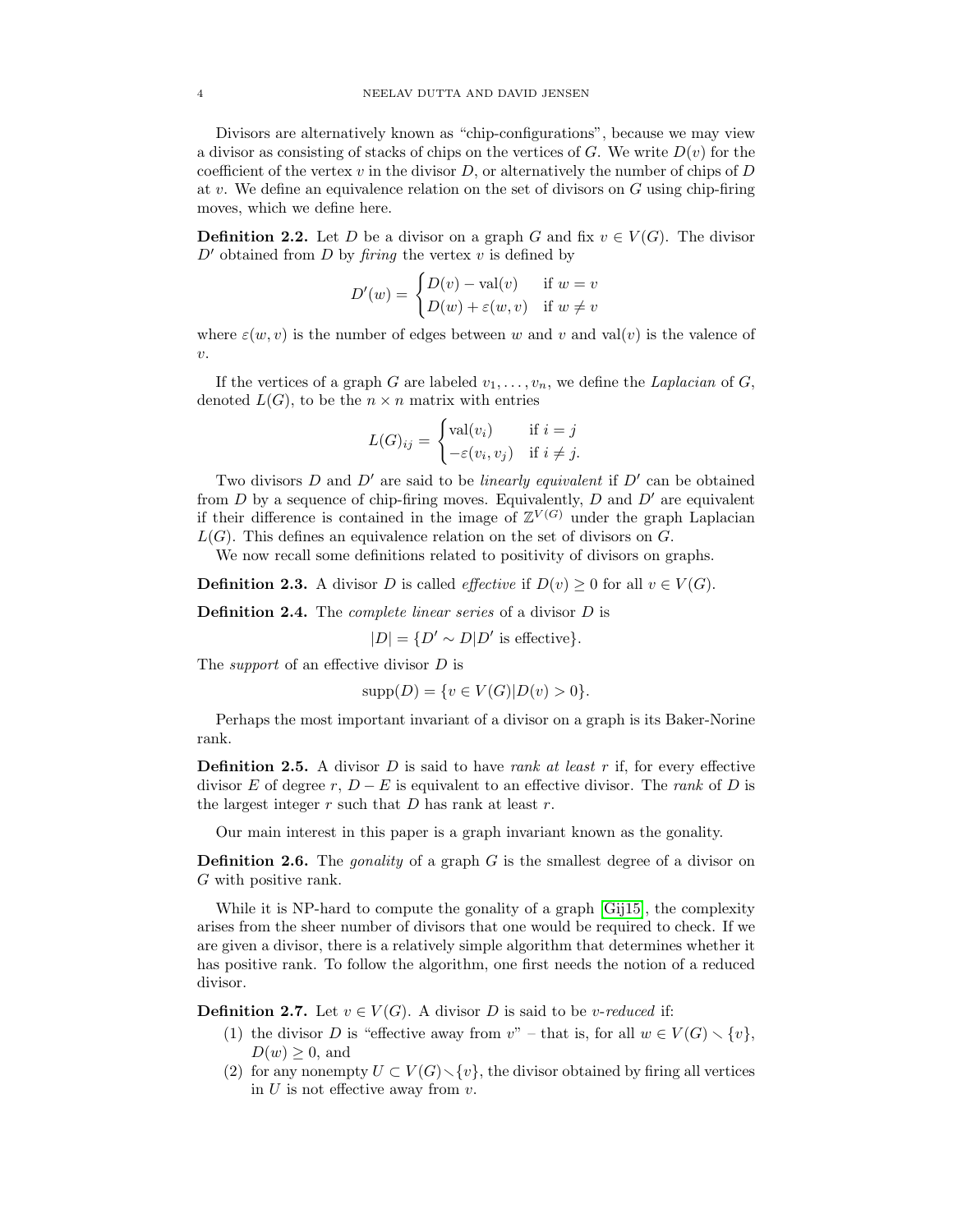Divisors are alternatively known as "chip-configurations", because we may view a divisor as consisting of stacks of chips on the vertices of $G$. We write $D(v)$ for the coefficient of the vertex $v$ in the divisor $D$, or alternatively the number of chips of $D$ at $v$. We define an equivalence relation on the set of divisors on $G$ using chip-firing moves, which we define here.

**Definition 2.2.** Let $D$ be a divisor on a graph $G$ and fix $v \in V(G)$. The divisor $D'$ obtained from $D$ by *firing* the vertex $v$ is defined by

$$D'(w) = \begin{cases} D(v) - \mathrm{val}(v) & \text{if } w = v \\ D(w) + \varepsilon(w, v) & \text{if } w \neq v \end{cases}$$

where $\varepsilon(w, v)$ is the number of edges between $w$ and $v$ and $\mathrm{val}(v)$ is the valence of $v$.

If the vertices of a graph $G$ are labeled $v_1, \ldots, v_n$, we define the *Laplacian* of $G$, denoted $L(G)$, to be the $n \times n$ matrix with entries

$$L(G)_{ij} = \begin{cases} \mathrm{val}(v_i) & \text{if } i = j \\ -\varepsilon(v_i, v_j) & \text{if } i \neq j. \end{cases}$$

Two divisors $D$ and $D'$ are said to be *linearly equivalent* if $D'$ can be obtained from $D$ by a sequence of chip-firing moves. Equivalently, $D$ and $D'$ are equivalent if their difference is contained in the image of $\mathbb{Z}^{V(G)}$ under the graph Laplacian $L(G)$. This defines an equivalence relation on the set of divisors on $G$.

We now recall some definitions related to positivity of divisors on graphs.

**Definition 2.3.** A divisor $D$ is called *effective* if $D(v) \geq 0$ for all $v \in V(G)$.

**Definition 2.4.** The *complete linear series* of a divisor $D$ is

$$|D| = \{D' \sim D | D' \text{ is effective}\}.$$

The *support* of an effective divisor $D$ is

$$\mathrm{supp}(D) = \{v \in V(G) | D(v) > 0\}.$$

Perhaps the most important invariant of a divisor on a graph is its Baker-Norine rank.

**Definition 2.5.** A divisor $D$ is said to have *rank at least* $r$ if, for every effective divisor $E$ of degree $r$, $D - E$ is equivalent to an effective divisor. The *rank* of $D$ is the largest integer $r$ such that $D$ has rank at least $r$.

Our main interest in this paper is a graph invariant known as the gonality.

**Definition 2.6.** The *gonality* of a graph $G$ is the smallest degree of a divisor on $G$ with positive rank.

While it is NP-hard to compute the gonality of a graph [Gij15], the complexity arises from the sheer number of divisors that one would be required to check. If we are given a divisor, there is a relatively simple algorithm that determines whether it has positive rank. To follow the algorithm, one first needs the notion of a reduced divisor.

**Definition 2.7.** Let $v \in V(G)$. A divisor $D$ is said to be *$v$-reduced* if:

1. the divisor $D$ is "effective away from $v$" – that is, for all $w \in V(G) \smallsetminus \{v\}$, $D(w) \geq 0$, and
2. for any nonempty $U \subset V(G) \smallsetminus \{v\}$, the divisor obtained by firing all vertices in $U$ is not effective away from $v$.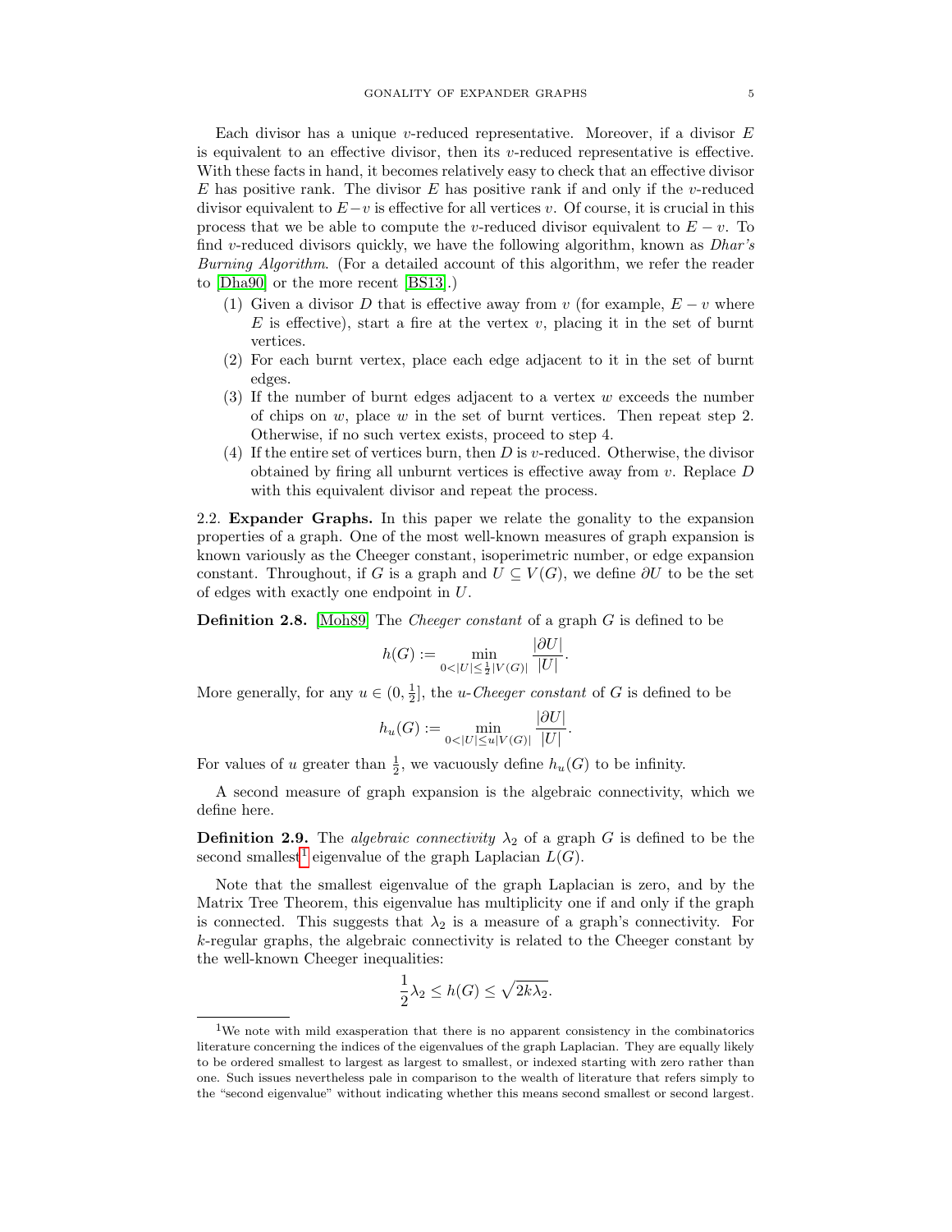Each divisor has a unique $v$-reduced representative. Moreover, if a divisor $E$ is equivalent to an effective divisor, then its $v$-reduced representative is effective. With these facts in hand, it becomes relatively easy to check that an effective divisor $E$ has positive rank. The divisor $E$ has positive rank if and only if the $v$-reduced divisor equivalent to $E-v$ is effective for all vertices $v$. Of course, it is crucial in this process that we be able to compute the $v$-reduced divisor equivalent to $E-v$. To find $v$-reduced divisors quickly, we have the following algorithm, known as *Dhar's Burning Algorithm*. (For a detailed account of this algorithm, we refer the reader to [Dha90] or the more recent [BS13].)

1. Given a divisor $D$ that is effective away from $v$ (for example, $E-v$ where $E$ is effective), start a fire at the vertex $v$, placing it in the set of burnt vertices.
2. For each burnt vertex, place each edge adjacent to it in the set of burnt edges.
3. If the number of burnt edges adjacent to a vertex $w$ exceeds the number of chips on $w$, place $w$ in the set of burnt vertices. Then repeat step 2. Otherwise, if no such vertex exists, proceed to step 4.
4. If the entire set of vertices burn, then $D$ is $v$-reduced. Otherwise, the divisor obtained by firing all unburnt vertices is effective away from $v$. Replace $D$ with this equivalent divisor and repeat the process.

2.2. **Expander Graphs.** In this paper we relate the gonality to the expansion properties of a graph. One of the most well-known measures of graph expansion is known variously as the Cheeger constant, isoperimetric number, or edge expansion constant. Throughout, if $G$ is a graph and $U \subseteq V(G)$, we define $\partial U$ to be the set of edges with exactly one endpoint in $U$.

**Definition 2.8.** [Moh89] The *Cheeger constant* of a graph $G$ is defined to be

$$h(G) := \min_{0<|U|\leq \frac{1}{2}|V(G)|} \frac{|\partial U|}{|U|}.$$

More generally, for any $u \in (0, \frac{1}{2}]$, the *u-Cheeger constant* of $G$ is defined to be

$$h_u(G) := \min_{0<|U|\leq u|V(G)|} \frac{|\partial U|}{|U|}.$$

For values of $u$ greater than $\frac{1}{2}$, we vacuously define $h_u(G)$ to be infinity.

A second measure of graph expansion is the algebraic connectivity, which we define here.

**Definition 2.9.** The *algebraic connectivity* $\lambda_2$ of a graph $G$ is defined to be the second smallest[1] eigenvalue of the graph Laplacian $L(G)$.

Note that the smallest eigenvalue of the graph Laplacian is zero, and by the Matrix Tree Theorem, this eigenvalue has multiplicity one if and only if the graph is connected. This suggests that $\lambda_2$ is a measure of a graph's connectivity. For $k$-regular graphs, the algebraic connectivity is related to the Cheeger constant by the well-known Cheeger inequalities:

$$\frac{1}{2}\lambda_2 \leq h(G) \leq \sqrt{2k\lambda_2}.$$

[1] We note with mild exasperation that there is no apparent consistency in the combinatorics literature concerning the indices of the eigenvalues of the graph Laplacian. They are equally likely to be ordered smallest to largest as largest to smallest, or indexed starting with zero rather than one. Such issues nevertheless pale in comparison to the wealth of literature that refers simply to the "second eigenvalue" without indicating whether this means second smallest or second largest.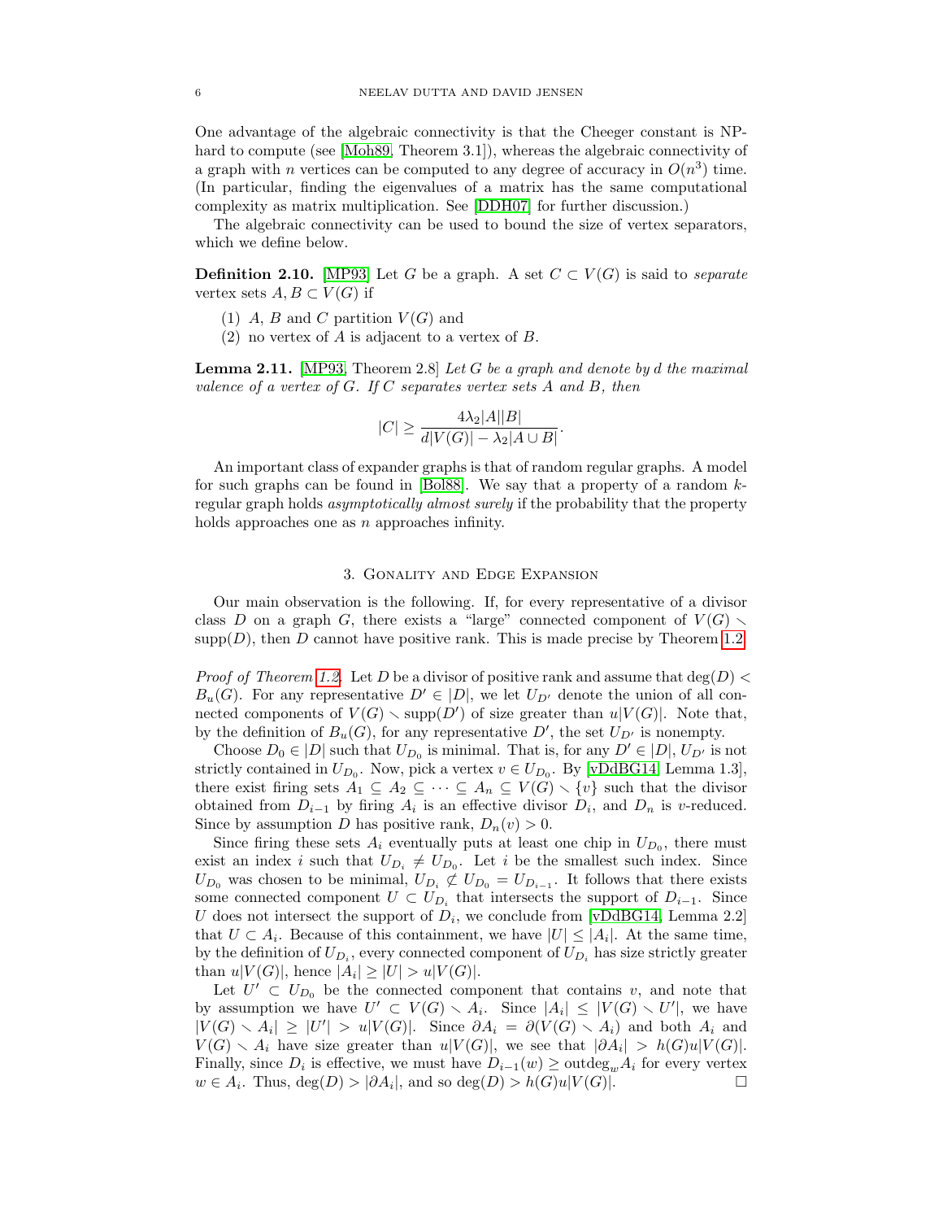One advantage of the algebraic connectivity is that the Cheeger constant is NP-hard to compute (see [Moh89, Theorem 3.1]), whereas the algebraic connectivity of a graph with $n$ vertices can be computed to any degree of accuracy in $O(n^3)$ time. (In particular, finding the eigenvalues of a matrix has the same computational complexity as matrix multiplication. See [DDH07] for further discussion.)

The algebraic connectivity can be used to bound the size of vertex separators, which we define below.

**Definition 2.10.** [MP93] Let $G$ be a graph. A set $C \subset V(G)$ is said to *separate* vertex sets $A, B \subset V(G)$ if

1. $A$, $B$ and $C$ partition $V(G)$ and
2. no vertex of $A$ is adjacent to a vertex of $B$.

**Lemma 2.11.** [MP93, Theorem 2.8] *Let $G$ be a graph and denote by $d$ the maximal valence of a vertex of $G$. If $C$ separates vertex sets $A$ and $B$, then*

$$|C| \geq \frac{4\lambda_2|A||B|}{d|V(G)| - \lambda_2|A \cup B|}.$$

An important class of expander graphs is that of random regular graphs. A model for such graphs can be found in [Bol88]. We say that a property of a random $k$-regular graph holds *asymptotically almost surely* if the probability that the property holds approaches one as $n$ approaches infinity.

## 3. Gonality and Edge Expansion

Our main observation is the following. If, for every representative of a divisor class $D$ on a graph $G$, there exists a "large" connected component of $V(G) \smallsetminus \mathrm{supp}(D)$, then $D$ cannot have positive rank. This is made precise by Theorem 1.2.

*Proof of Theorem 1.2.* Let $D$ be a divisor of positive rank and assume that $\deg(D) < B_u(G)$. For any representative $D' \in |D|$, we let $U_{D'}$ denote the union of all connected components of $V(G) \smallsetminus \mathrm{supp}(D')$ of size greater than $u|V(G)|$. Note that, by the definition of $B_u(G)$, for any representative $D'$, the set $U_{D'}$ is nonempty.

Choose $D_0 \in |D|$ such that $U_{D_0}$ is minimal. That is, for any $D' \in |D|$, $U_{D'}$ is not strictly contained in $U_{D_0}$. Now, pick a vertex $v \in U_{D_0}$. By [vDdBG14, Lemma 1.3], there exist firing sets $A_1 \subseteq A_2 \subseteq \cdots \subseteq A_n \subseteq V(G) \smallsetminus \{v\}$ such that the divisor obtained from $D_{i-1}$ by firing $A_i$ is an effective divisor $D_i$, and $D_n$ is $v$-reduced. Since by assumption $D$ has positive rank, $D_n(v) > 0$.

Since firing these sets $A_i$ eventually puts at least one chip in $U_{D_0}$, there must exist an index $i$ such that $U_{D_i} \neq U_{D_0}$. Let $i$ be the smallest such index. Since $U_{D_0}$ was chosen to be minimal, $U_{D_i} \not\subset U_{D_0} = U_{D_{i-1}}$. It follows that there exists some connected component $U \subset U_{D_i}$ that intersects the support of $D_{i-1}$. Since $U$ does not intersect the support of $D_i$, we conclude from [vDdBG14, Lemma 2.2] that $U \subset A_i$. Because of this containment, we have $|U| \leq |A_i|$. At the same time, by the definition of $U_{D_i}$, every connected component of $U_{D_i}$ has size strictly greater than $u|V(G)|$, hence $|A_i| \geq |U| > u|V(G)|$.

Let $U' \subset U_{D_0}$ be the connected component that contains $v$, and note that by assumption we have $U' \subset V(G) \smallsetminus A_i$. Since $|A_i| \leq |V(G) \smallsetminus U'|$, we have $|V(G) \smallsetminus A_i| \geq |U'| > u|V(G)|$. Since $\partial A_i = \partial(V(G) \smallsetminus A_i)$ and both $A_i$ and $V(G) \smallsetminus A_i$ have size greater than $u|V(G)|$, we see that $|\partial A_i| > h(G)u|V(G)|$. Finally, since $D_i$ is effective, we must have $D_{i-1}(w) \geq \mathrm{outdeg}_w A_i$ for every vertex $w \in A_i$. Thus, $\deg(D) > |\partial A_i|$, and so $\deg(D) > h(G)u|V(G)|$. $\square$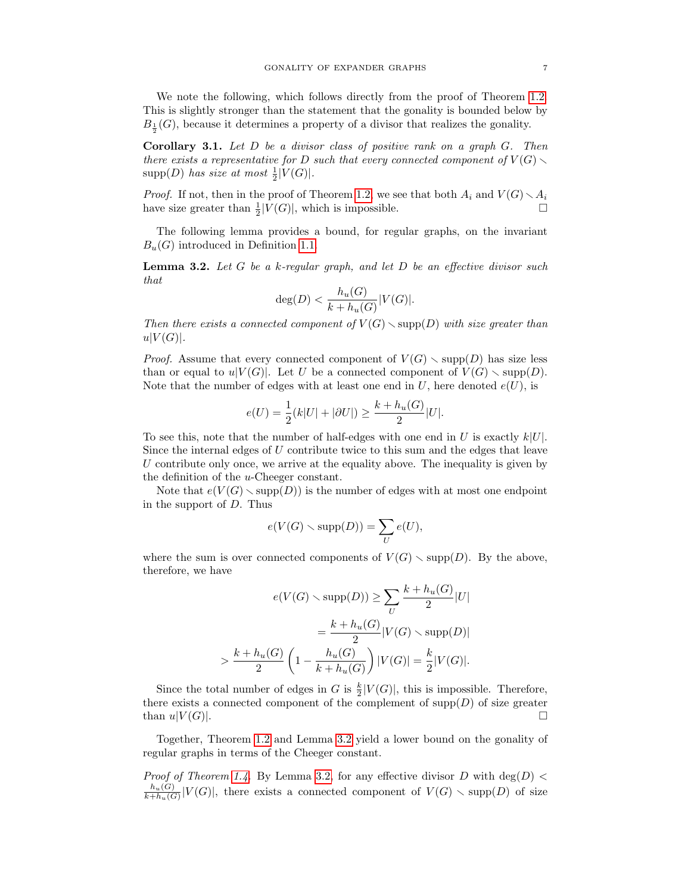We note the following, which follows directly from the proof of Theorem 1.2. This is slightly stronger than the statement that the gonality is bounded below by $B_{\frac{1}{2}}(G)$, because it determines a property of a divisor that realizes the gonality.

**Corollary 3.1.** *Let $D$ be a divisor class of positive rank on a graph $G$. Then there exists a representative for $D$ such that every connected component of $V(G) \smallsetminus \operatorname{supp}(D)$ has size at most $\frac{1}{2}|V(G)|$.*

*Proof.* If not, then in the proof of Theorem 1.2, we see that both $A_i$ and $V(G) \smallsetminus A_i$ have size greater than $\frac{1}{2}|V(G)|$, which is impossible. □

The following lemma provides a bound, for regular graphs, on the invariant $B_u(G)$ introduced in Definition 1.1.

**Lemma 3.2.** *Let $G$ be a $k$-regular graph, and let $D$ be an effective divisor such that*

$$\deg(D) < \frac{h_u(G)}{k + h_u(G)}|V(G)|.$$

*Then there exists a connected component of $V(G) \smallsetminus \operatorname{supp}(D)$ with size greater than $u|V(G)|$.*

*Proof.* Assume that every connected component of $V(G) \smallsetminus \operatorname{supp}(D)$ has size less than or equal to $u|V(G)|$. Let $U$ be a connected component of $V(G) \smallsetminus \operatorname{supp}(D)$. Note that the number of edges with at least one end in $U$, here denoted $e(U)$, is

$$e(U) = \frac{1}{2}(k|U| + |\partial U|) \geq \frac{k + h_u(G)}{2}|U|.$$

To see this, note that the number of half-edges with one end in $U$ is exactly $k|U|$. Since the internal edges of $U$ contribute twice to this sum and the edges that leave $U$ contribute only once, we arrive at the equality above. The inequality is given by the definition of the $u$-Cheeger constant.

Note that $e(V(G) \smallsetminus \operatorname{supp}(D))$ is the number of edges with at most one endpoint in the support of $D$. Thus

$$e(V(G) \smallsetminus \operatorname{supp}(D)) = \sum_U e(U),$$

where the sum is over connected components of $V(G) \smallsetminus \operatorname{supp}(D)$. By the above, therefore, we have

$$\begin{aligned}
e(V(G) \smallsetminus \operatorname{supp}(D)) &\geq \sum_U \frac{k + h_u(G)}{2}|U| \\
&= \frac{k + h_u(G)}{2}|V(G) \smallsetminus \operatorname{supp}(D)| \\
&> \frac{k + h_u(G)}{2}\left(1 - \frac{h_u(G)}{k + h_u(G)}\right)|V(G)| = \frac{k}{2}|V(G)|.
\end{aligned}$$

Since the total number of edges in $G$ is $\frac{k}{2}|V(G)|$, this is impossible. Therefore, there exists a connected component of the complement of $\operatorname{supp}(D)$ of size greater than $u|V(G)|$. □

Together, Theorem 1.2 and Lemma 3.2 yield a lower bound on the gonality of regular graphs in terms of the Cheeger constant.

*Proof of Theorem 1.4.* By Lemma 3.2, for any effective divisor $D$ with $\deg(D) < \frac{h_u(G)}{k+h_u(G)}|V(G)|$, there exists a connected component of $V(G) \smallsetminus \operatorname{supp}(D)$ of size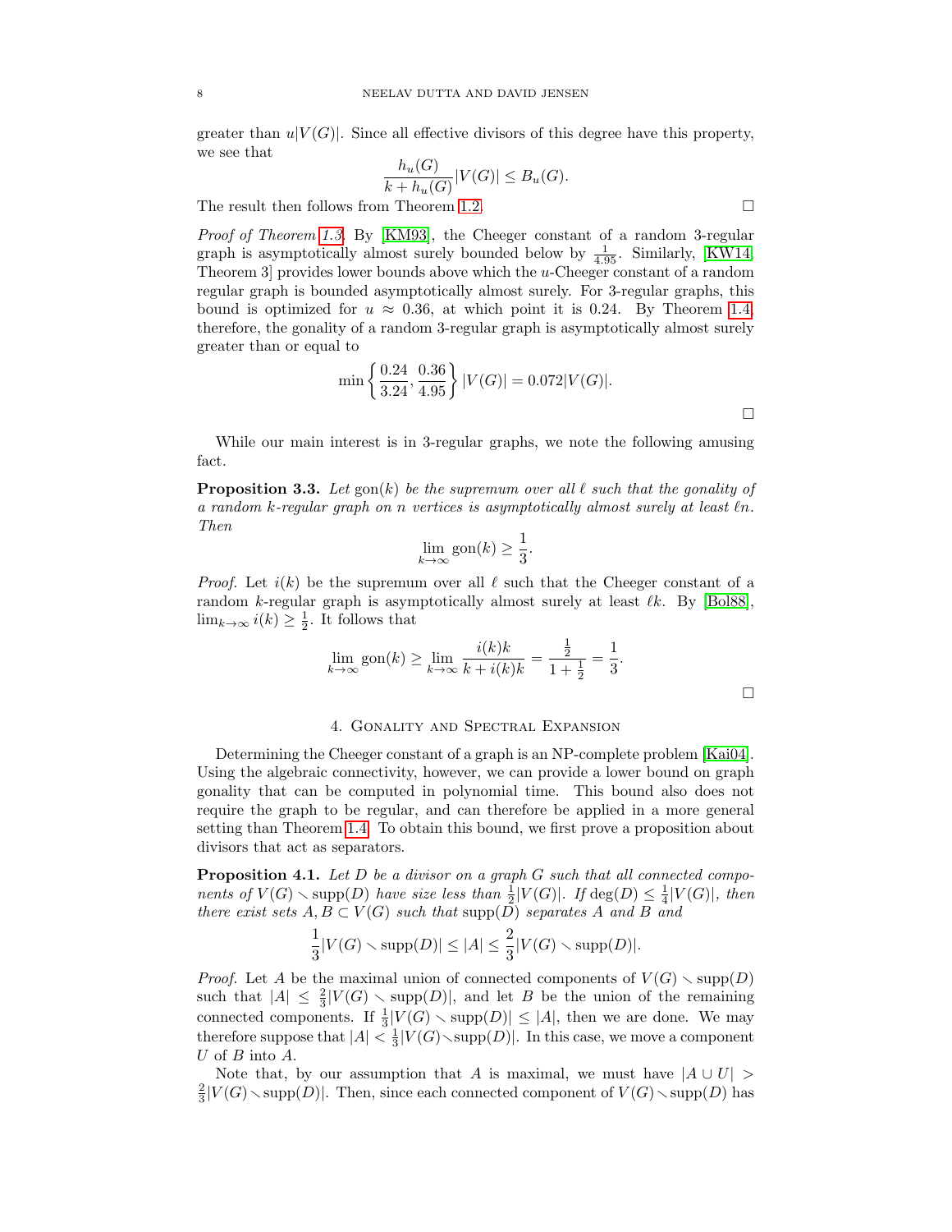greater than $u|V(G)|$. Since all effective divisors of this degree have this property, we see that

$$\frac{h_u(G)}{k + h_u(G)}|V(G)| \leq B_u(G).$$

The result then follows from Theorem 1.2. ☐

*Proof of Theorem 1.3.* By [KM93], the Cheeger constant of a random 3-regular graph is asymptotically almost surely bounded below by $\frac{1}{4.95}$. Similarly, [KW14, Theorem 3] provides lower bounds above which the $u$-Cheeger constant of a random regular graph is bounded asymptotically almost surely. For 3-regular graphs, this bound is optimized for $u \approx 0.36$, at which point it is 0.24. By Theorem 1.4, therefore, the gonality of a random 3-regular graph is asymptotically almost surely greater than or equal to

$$\min\left\{\frac{0.24}{3.24}, \frac{0.36}{4.95}\right\}|V(G)| = 0.072|V(G)|.$$

☐

While our main interest is in 3-regular graphs, we note the following amusing fact.

**Proposition 3.3.** *Let* $\text{gon}(k)$ *be the supremum over all* $\ell$ *such that the gonality of a random* $k$*-regular graph on* $n$ *vertices is asymptotically almost surely at least* $\ell n$*. Then*

$$\lim_{k\to\infty} \text{gon}(k) \geq \frac{1}{3}.$$

*Proof.* Let $i(k)$ be the supremum over all $\ell$ such that the Cheeger constant of a random $k$-regular graph is asymptotically almost surely at least $\ell k$. By [Bol88], $\lim_{k\to\infty} i(k) \geq \frac{1}{2}$. It follows that

$$\lim_{k\to\infty} \text{gon}(k) \geq \lim_{k\to\infty} \frac{i(k)k}{k + i(k)k} = \frac{\frac{1}{2}}{1+\frac{1}{2}} = \frac{1}{3}.$$

☐

## 4. Gonality and Spectral Expansion

Determining the Cheeger constant of a graph is an NP-complete problem [Kai04]. Using the algebraic connectivity, however, we can provide a lower bound on graph gonality that can be computed in polynomial time. This bound also does not require the graph to be regular, and can therefore be applied in a more general setting than Theorem 1.4. To obtain this bound, we first prove a proposition about divisors that act as separators.

**Proposition 4.1.** *Let* $D$ *be a divisor on a graph* $G$ *such that all connected components of* $V(G) \smallsetminus \text{supp}(D)$ *have size less than* $\frac{1}{2}|V(G)|$*. If* $\deg(D) \leq \frac{1}{4}|V(G)|$*, then there exist sets* $A, B \subset V(G)$ *such that* $\text{supp}(D)$ *separates* $A$ *and* $B$ *and*

$$\frac{1}{3}|V(G) \smallsetminus \text{supp}(D)| \leq |A| \leq \frac{2}{3}|V(G) \smallsetminus \text{supp}(D)|.$$

*Proof.* Let $A$ be the maximal union of connected components of $V(G) \smallsetminus \text{supp}(D)$ such that $|A| \leq \frac{2}{3}|V(G) \smallsetminus \text{supp}(D)|$, and let $B$ be the union of the remaining connected components. If $\frac{1}{3}|V(G) \smallsetminus \text{supp}(D)| \leq |A|$, then we are done. We may therefore suppose that $|A| < \frac{1}{3}|V(G) \smallsetminus \text{supp}(D)|$. In this case, we move a component $U$ of $B$ into $A$.

Note that, by our assumption that $A$ is maximal, we must have $|A \cup U| > \frac{2}{3}|V(G) \smallsetminus \text{supp}(D)|$. Then, since each connected component of $V(G) \smallsetminus \text{supp}(D)$ has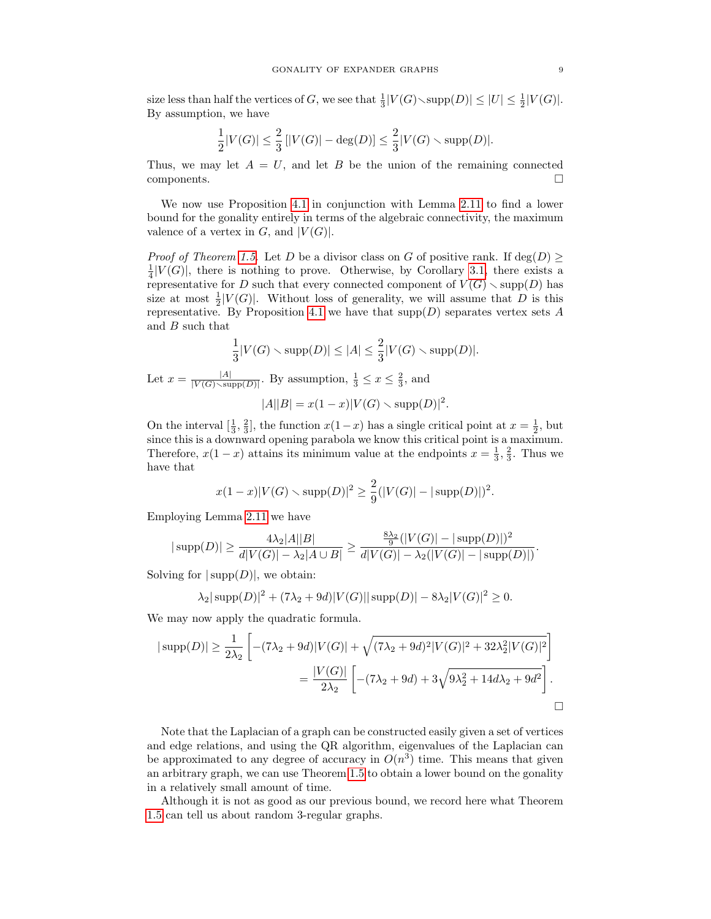size less than half the vertices of $G$, we see that $\frac{1}{3}|V(G)\setminus \text{supp}(D)| \leq |U| \leq \frac{1}{2}|V(G)|$. By assumption, we have

$$\frac{1}{2}|V(G)| \leq \frac{2}{3}\left[|V(G)| - \deg(D)\right] \leq \frac{2}{3}|V(G) \setminus \text{supp}(D)|.$$

Thus, we may let $A = U$, and let $B$ be the union of the remaining connected components. □

We now use Proposition 4.1 in conjunction with Lemma 2.11 to find a lower bound for the gonality entirely in terms of the algebraic connectivity, the maximum valence of a vertex in $G$, and $|V(G)|$.

*Proof of Theorem 1.5.* Let $D$ be a divisor class on $G$ of positive rank. If $\deg(D) \geq \frac{1}{4}|V(G)|$, there is nothing to prove. Otherwise, by Corollary 3.1, there exists a representative for $D$ such that every connected component of $V(G) \setminus \text{supp}(D)$ has size at most $\frac{1}{2}|V(G)|$. Without loss of generality, we will assume that $D$ is this representative. By Proposition 4.1 we have that $\text{supp}(D)$ separates vertex sets $A$ and $B$ such that

$$\frac{1}{3}|V(G) \setminus \text{supp}(D)| \leq |A| \leq \frac{2}{3}|V(G) \setminus \text{supp}(D)|.$$

Let $x = \frac{|A|}{|V(G)\setminus \text{supp}(D)|}$. By assumption, $\frac{1}{3} \leq x \leq \frac{2}{3}$, and

$$|A||B| = x(1-x)|V(G) \setminus \text{supp}(D)|^2.$$

On the interval $[\frac{1}{3}, \frac{2}{3}]$, the function $x(1-x)$ has a single critical point at $x = \frac{1}{2}$, but since this is a downward opening parabola we know this critical point is a maximum. Therefore, $x(1-x)$ attains its minimum value at the endpoints $x = \frac{1}{3}, \frac{2}{3}$. Thus we have that

$$x(1-x)|V(G) \setminus \text{supp}(D)|^2 \geq \frac{2}{9}(|V(G)| - |\text{supp}(D)|)^2.$$

Employing Lemma 2.11 we have

$$|\text{supp}(D)| \geq \frac{4\lambda_2|A||B|}{d|V(G)| - \lambda_2|A \cup B|} \geq \frac{\frac{8\lambda_2}{9}(|V(G)| - |\text{supp}(D)|)^2}{d|V(G)| - \lambda_2(|V(G)| - |\text{supp}(D)|)}.$$

Solving for $|\text{supp}(D)|$, we obtain:

$$\lambda_2|\text{supp}(D)|^2 + (7\lambda_2 + 9d)|V(G)||\text{supp}(D)| - 8\lambda_2|V(G)|^2 \geq 0.$$

We may now apply the quadratic formula.

$$\begin{aligned}
|\text{supp}(D)| &\geq \frac{1}{2\lambda_2}\left[-(7\lambda_2 + 9d)|V(G)| + \sqrt{(7\lambda_2 + 9d)^2|V(G)|^2 + 32\lambda_2^2|V(G)|^2}\right] \\
&= \frac{|V(G)|}{2\lambda_2}\left[-(7\lambda_2 + 9d) + 3\sqrt{9\lambda_2^2 + 14d\lambda_2 + 9d^2}\right].
\end{aligned}$$

□

Note that the Laplacian of a graph can be constructed easily given a set of vertices and edge relations, and using the QR algorithm, eigenvalues of the Laplacian can be approximated to any degree of accuracy in $O(n^3)$ time. This means that given an arbitrary graph, we can use Theorem 1.5 to obtain a lower bound on the gonality in a relatively small amount of time.

Although it is not as good as our previous bound, we record here what Theorem 1.5 can tell us about random 3-regular graphs.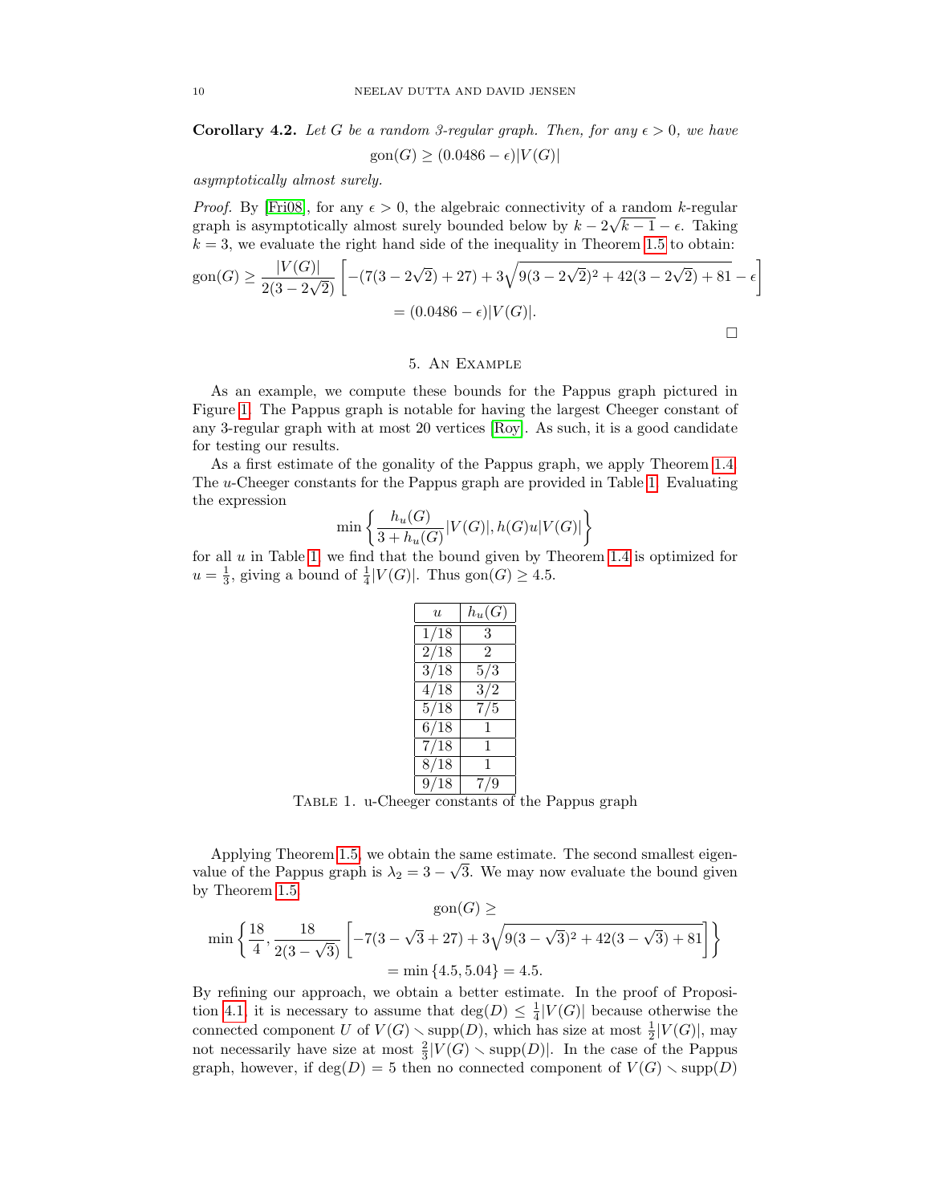**Corollary 4.2.** *Let $G$ be a random 3-regular graph. Then, for any $\epsilon > 0$, we have*

$$\operatorname{gon}(G) \geq (0.0486 - \epsilon)|V(G)|$$

*asymptotically almost surely.*

*Proof.* By [Fri08], for any $\epsilon > 0$, the algebraic connectivity of a random $k$-regular graph is asymptotically almost surely bounded below by $k - 2\sqrt{k-1} - \epsilon$. Taking $k = 3$, we evaluate the right hand side of the inequality in Theorem 1.5 to obtain:

$$\operatorname{gon}(G) \geq \frac{|V(G)|}{2(3-2\sqrt{2})}\left[-(7(3-2\sqrt{2})+27) + 3\sqrt{9(3-2\sqrt{2})^2 + 42(3-2\sqrt{2}) + 81} - \epsilon\right]$$
$$= (0.0486 - \epsilon)|V(G)|.$$

□

## 5. An Example

As an example, we compute these bounds for the Pappus graph pictured in Figure 1. The Pappus graph is notable for having the largest Cheeger constant of any 3-regular graph with at most 20 vertices [Roy]. As such, it is a good candidate for testing our results.

As a first estimate of the gonality of the Pappus graph, we apply Theorem 1.4. The $u$-Cheeger constants for the Pappus graph are provided in Table 1. Evaluating the expression

$$\min\left\{\frac{h_u(G)}{3+h_u(G)}|V(G)|, h(G)u|V(G)|\right\}$$

for all $u$ in Table 1, we find that the bound given by Theorem 1.4 is optimized for $u = \frac{1}{3}$, giving a bound of $\frac{1}{4}|V(G)|$. Thus $\operatorname{gon}(G) \geq 4.5$.

| $u$ | $h_u(G)$ |
|---|---|
| 1/18 | 3 |
| 2/18 | 2 |
| 3/18 | 5/3 |
| 4/18 | 3/2 |
| 5/18 | 7/5 |
| 6/18 | 1 |
| 7/18 | 1 |
| 8/18 | 1 |
| 9/18 | 7/9 |

Table 1. u-Cheeger constants of the Pappus graph

Applying Theorem 1.5, we obtain the same estimate. The second smallest eigenvalue of the Pappus graph is $\lambda_2 = 3 - \sqrt{3}$. We may now evaluate the bound given by Theorem 1.5

$$\operatorname{gon}(G) \geq$$
$$\min\left\{\frac{18}{4}, \frac{18}{2(3-\sqrt{3})}\left[-7(3-\sqrt{3}+27) + 3\sqrt{9(3-\sqrt{3})^2 + 42(3-\sqrt{3}) + 81}\right]\right\}$$
$$= \min\{4.5, 5.04\} = 4.5.$$

By refining our approach, we obtain a better estimate. In the proof of Proposition 4.1, it is necessary to assume that $\deg(D) \leq \frac{1}{4}|V(G)|$ because otherwise the connected component $U$ of $V(G) \smallsetminus \operatorname{supp}(D)$, which has size at most $\frac{1}{2}|V(G)|$, may not necessarily have size at most $\frac{2}{3}|V(G) \smallsetminus \operatorname{supp}(D)|$. In the case of the Pappus graph, however, if $\deg(D) = 5$ then no connected component of $V(G) \smallsetminus \operatorname{supp}(D)$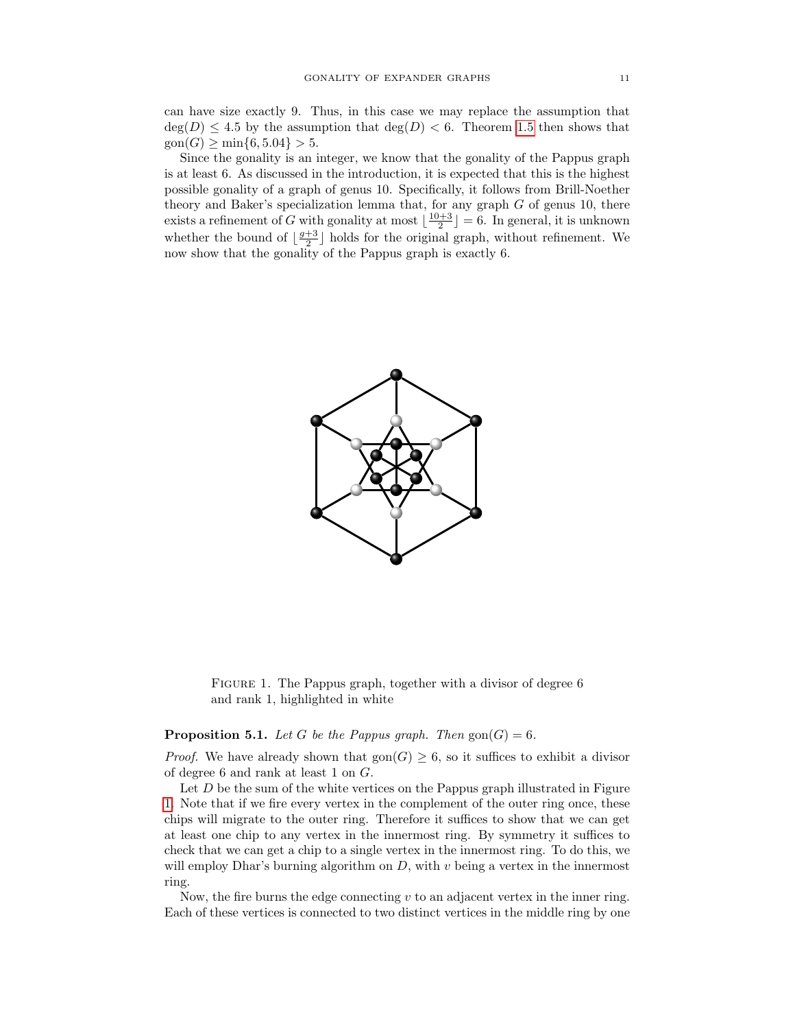can have size exactly 9. Thus, in this case we may replace the assumption that $\deg(D) \leq 4.5$ by the assumption that $\deg(D) < 6$. Theorem 1.5 then shows that $\text{gon}(G) \geq \min\{6, 5.04\} > 5$.

Since the gonality is an integer, we know that the gonality of the Pappus graph is at least 6. As discussed in the introduction, it is expected that this is the highest possible gonality of a graph of genus 10. Specifically, it follows from Brill-Noether theory and Baker's specialization lemma that, for any graph $G$ of genus 10, there exists a refinement of $G$ with gonality at most $\lfloor \frac{10+3}{2} \rfloor = 6$. In general, it is unknown whether the bound of $\lfloor \frac{g+3}{2} \rfloor$ holds for the original graph, without refinement. We now show that the gonality of the Pappus graph is exactly 6.

FIGURE 1. The Pappus graph, together with a divisor of degree 6 and rank 1, highlighted in white

**Proposition 5.1.** *Let $G$ be the Pappus graph. Then $\text{gon}(G) = 6$.*

*Proof.* We have already shown that $\text{gon}(G) \geq 6$, so it suffices to exhibit a divisor of degree 6 and rank at least 1 on $G$.

Let $D$ be the sum of the white vertices on the Pappus graph illustrated in Figure 1. Note that if we fire every vertex in the complement of the outer ring once, these chips will migrate to the outer ring. Therefore it suffices to show that we can get at least one chip to any vertex in the innermost ring. By symmetry it suffices to check that we can get a chip to a single vertex in the innermost ring. To do this, we will employ Dhar's burning algorithm on $D$, with $v$ being a vertex in the innermost ring.

Now, the fire burns the edge connecting $v$ to an adjacent vertex in the inner ring. Each of these vertices is connected to two distinct vertices in the middle ring by one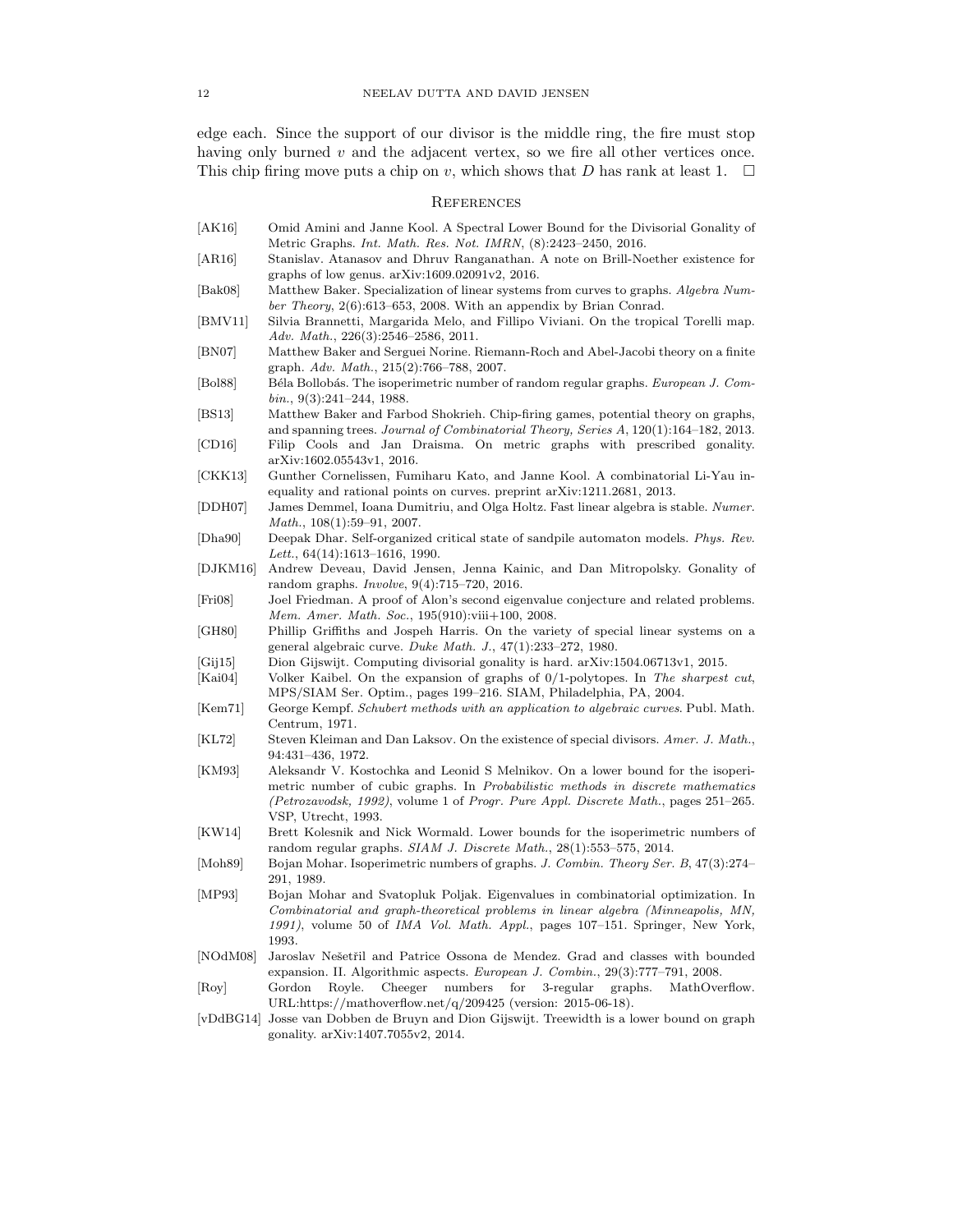edge each. Since the support of our divisor is the middle ring, the fire must stop having only burned $v$ and the adjacent vertex, so we fire all other vertices once. This chip firing move puts a chip on $v$, which shows that $D$ has rank at least 1. $\square$

## References

[AK16] Omid Amini and Janne Kool. A Spectral Lower Bound for the Divisorial Gonality of Metric Graphs. *Int. Math. Res. Not. IMRN*, (8):2423–2450, 2016.

[AR16] Stanislav. Atanasov and Dhruv Ranganathan. A note on Brill-Noether existence for graphs of low genus. arXiv:1609.02091v2, 2016.

[Bak08] Matthew Baker. Specialization of linear systems from curves to graphs. *Algebra Number Theory*, 2(6):613–653, 2008. With an appendix by Brian Conrad.

[BMV11] Silvia Brannetti, Margarida Melo, and Fillipo Viviani. On the tropical Torelli map. *Adv. Math.*, 226(3):2546–2586, 2011.

[BN07] Matthew Baker and Serguei Norine. Riemann-Roch and Abel-Jacobi theory on a finite graph. *Adv. Math.*, 215(2):766–788, 2007.

[Bol88] Béla Bollobás. The isoperimetric number of random regular graphs. *European J. Combin.*, 9(3):241–244, 1988.

[BS13] Matthew Baker and Farbod Shokrieh. Chip-firing games, potential theory on graphs, and spanning trees. *Journal of Combinatorial Theory, Series A*, 120(1):164–182, 2013.

[CD16] Filip Cools and Jan Draisma. On metric graphs with prescribed gonality. arXiv:1602.05543v1, 2016.

[CKK13] Gunther Cornelissen, Fumiharu Kato, and Janne Kool. A combinatorial Li-Yau inequality and rational points on curves. preprint arXiv:1211.2681, 2013.

[DDH07] James Demmel, Ioana Dumitriu, and Olga Holtz. Fast linear algebra is stable. *Numer. Math.*, 108(1):59–91, 2007.

[Dha90] Deepak Dhar. Self-organized critical state of sandpile automaton models. *Phys. Rev. Lett.*, 64(14):1613–1616, 1990.

[DJKM16] Andrew Deveau, David Jensen, Jenna Kainic, and Dan Mitropolsky. Gonality of random graphs. *Involve*, 9(4):715–720, 2016.

[Fri08] Joel Friedman. A proof of Alon's second eigenvalue conjecture and related problems. *Mem. Amer. Math. Soc.*, 195(910):viii+100, 2008.

[GH80] Phillip Griffiths and Jospeh Harris. On the variety of special linear systems on a general algebraic curve. *Duke Math. J.*, 47(1):233–272, 1980.

[Gij15] Dion Gijswijt. Computing divisorial gonality is hard. arXiv:1504.06713v1, 2015.

[Kai04] Volker Kaibel. On the expansion of graphs of 0/1-polytopes. In *The sharpest cut*, MPS/SIAM Ser. Optim., pages 199–216. SIAM, Philadelphia, PA, 2004.

[Kem71] George Kempf. *Schubert methods with an application to algebraic curves*. Publ. Math. Centrum, 1971.

[KL72] Steven Kleiman and Dan Laksov. On the existence of special divisors. *Amer. J. Math.*, 94:431–436, 1972.

[KM93] Aleksandr V. Kostochka and Leonid S Melnikov. On a lower bound for the isoperimetric number of cubic graphs. In *Probabilistic methods in discrete mathematics (Petrozavodsk, 1992)*, volume 1 of *Progr. Pure Appl. Discrete Math.*, pages 251–265. VSP, Utrecht, 1993.

[KW14] Brett Kolesnik and Nick Wormald. Lower bounds for the isoperimetric numbers of random regular graphs. *SIAM J. Discrete Math.*, 28(1):553–575, 2014.

[Moh89] Bojan Mohar. Isoperimetric numbers of graphs. *J. Combin. Theory Ser. B*, 47(3):274–291, 1989.

[MP93] Bojan Mohar and Svatopluk Poljak. Eigenvalues in combinatorial optimization. In *Combinatorial and graph-theoretical problems in linear algebra (Minneapolis, MN, 1991)*, volume 50 of *IMA Vol. Math. Appl.*, pages 107–151. Springer, New York, 1993.

[NOdM08] Jaroslav Nešetřil and Patrice Ossona de Mendez. Grad and classes with bounded expansion. II. Algorithmic aspects. *European J. Combin.*, 29(3):777–791, 2008.

[Roy] Gordon Royle. Cheeger numbers for 3-regular graphs. MathOverflow. URL:https://mathoverflow.net/q/209425 (version: 2015-06-18).

[vDdBG14] Josse van Dobben de Bruyn and Dion Gijswijt. Treewidth is a lower bound on graph gonality. arXiv:1407.7055v2, 2014.